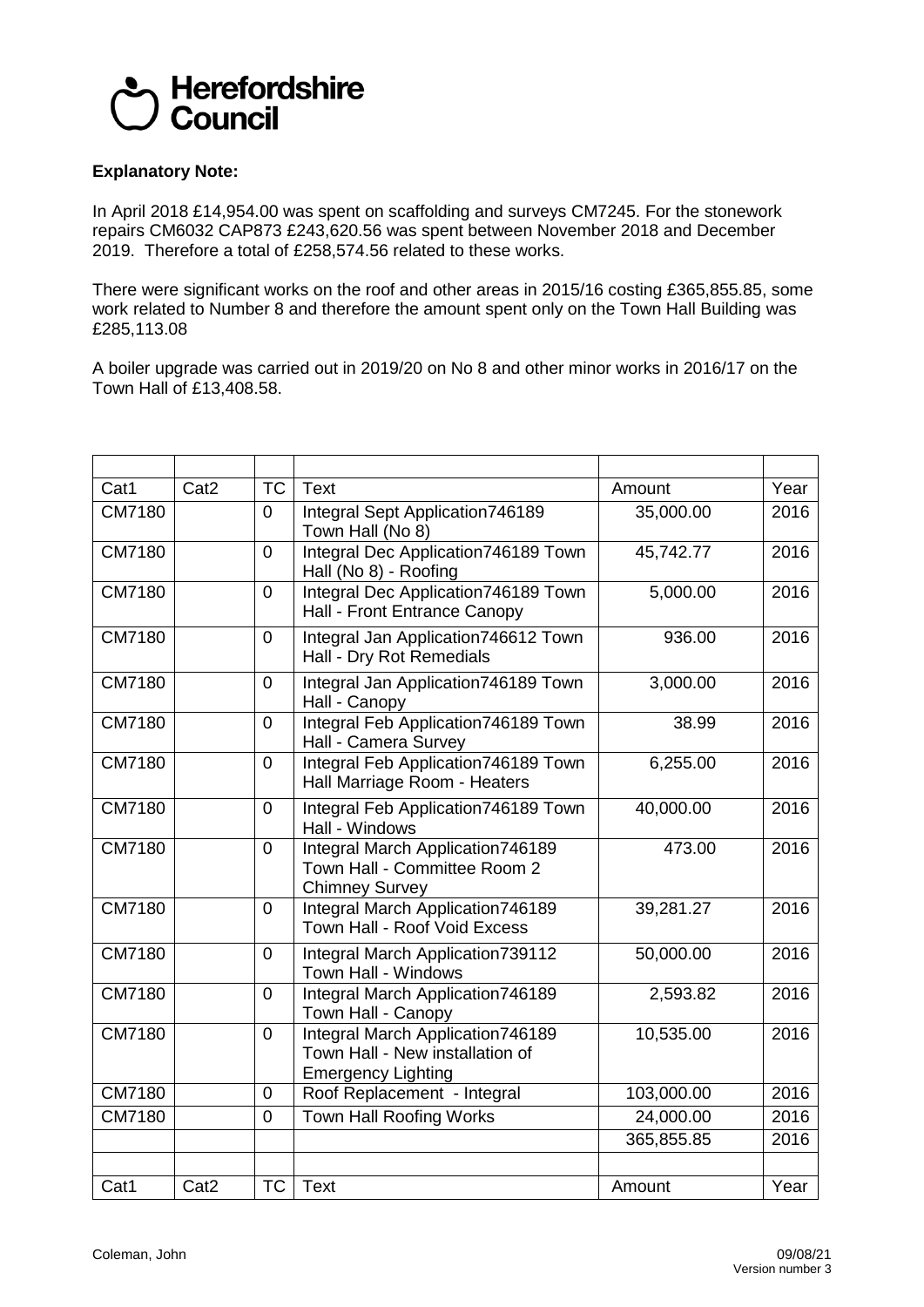# Herefordshire Council

**Explanatory Note:**

In April 2018 £14,954.00 was spent on scaffolding and surveys CM7245. For the stonework repairs CM6032 CAP873 £243,620.56 was spent between November 2018 and December 2019. Therefore a total of £258,574.56 related to these works.

There were significant works on the roof and other areas in 2015/16 costing £365,855.85, some work related to Number 8 and therefore the amount spent only on the Town Hall Building was £285,113.08

A boiler upgrade was carried out in 2019/20 on No 8 and other minor works in 2016/17 on the Town Hall of £13,408.58.

| | | | | | |
|---|---|---|---|---|---|
| Cat1 | Cat2 | TC | Text | Amount | Year |
| CM7180 | | 0 | Integral Sept Application746189 Town Hall (No 8) | 35,000.00 | 2016 |
| CM7180 | | 0 | Integral Dec Application746189 Town Hall (No 8) - Roofing | 45,742.77 | 2016 |
| CM7180 | | 0 | Integral Dec Application746189 Town Hall - Front Entrance Canopy | 5,000.00 | 2016 |
| CM7180 | | 0 | Integral Jan Application746612 Town Hall - Dry Rot Remedials | 936.00 | 2016 |
| CM7180 | | 0 | Integral Jan Application746189 Town Hall - Canopy | 3,000.00 | 2016 |
| CM7180 | | 0 | Integral Feb Application746189 Town Hall - Camera Survey | 38.99 | 2016 |
| CM7180 | | 0 | Integral Feb Application746189 Town Hall Marriage Room - Heaters | 6,255.00 | 2016 |
| CM7180 | | 0 | Integral Feb Application746189 Town Hall - Windows | 40,000.00 | 2016 |
| CM7180 | | 0 | Integral March Application746189 Town Hall - Committee Room 2 Chimney Survey | 473.00 | 2016 |
| CM7180 | | 0 | Integral March Application746189 Town Hall - Roof Void Excess | 39,281.27 | 2016 |
| CM7180 | | 0 | Integral March Application739112 Town Hall - Windows | 50,000.00 | 2016 |
| CM7180 | | 0 | Integral March Application746189 Town Hall - Canopy | 2,593.82 | 2016 |
| CM7180 | | 0 | Integral March Application746189 Town Hall - New installation of Emergency Lighting | 10,535.00 | 2016 |
| CM7180 | | 0 | Roof Replacement - Integral | 103,000.00 | 2016 |
| CM7180 | | 0 | Town Hall Roofing Works | 24,000.00 | 2016 |
| | | | | 365,855.85 | 2016 |
| | | | | | |
| Cat1 | Cat2 | TC | Text | Amount | Year |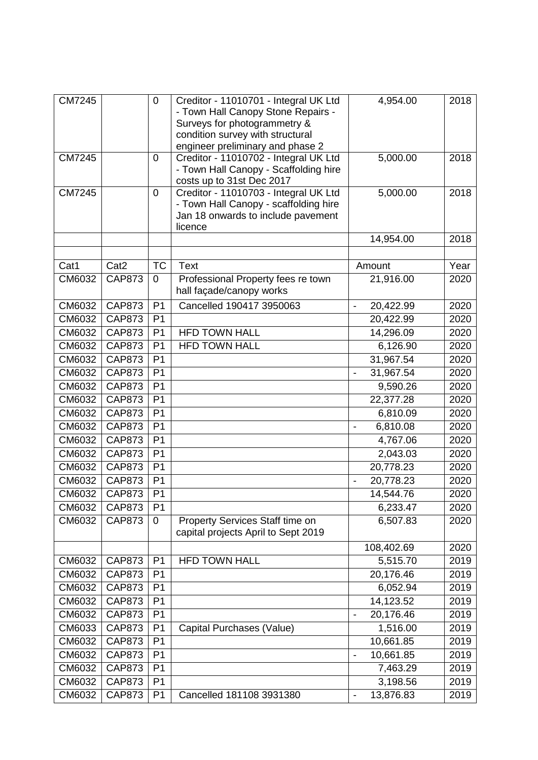| | | | | | |
|---|---|---|---|---|---|
| CM7245 | | 0 | Creditor - 11010701 - Integral UK Ltd - Town Hall Canopy Stone Repairs - Surveys for photogrammetry & condition survey with structural engineer preliminary and phase 2 | 4,954.00 | 2018 |
| CM7245 | | 0 | Creditor - 11010702 - Integral UK Ltd - Town Hall Canopy - Scaffolding hire costs up to 31st Dec 2017 | 5,000.00 | 2018 |
| CM7245 | | 0 | Creditor - 11010703 - Integral UK Ltd - Town Hall Canopy - scaffolding hire Jan 18 onwards to include pavement licence | 5,000.00 | 2018 |
| | | | | 14,954.00 | 2018 |
| | | | | | |
| Cat1 | Cat2 | TC | Text | Amount | Year |
| CM6032 | CAP873 | 0 | Professional Property fees re town hall façade/canopy works | 21,916.00 | 2020 |
| CM6032 | CAP873 | P1 | Cancelled 190417 3950063 | - 20,422.99 | 2020 |
| CM6032 | CAP873 | P1 | | 20,422.99 | 2020 |
| CM6032 | CAP873 | P1 | HFD TOWN HALL | 14,296.09 | 2020 |
| CM6032 | CAP873 | P1 | HFD TOWN HALL | 6,126.90 | 2020 |
| CM6032 | CAP873 | P1 | | 31,967.54 | 2020 |
| CM6032 | CAP873 | P1 | | - 31,967.54 | 2020 |
| CM6032 | CAP873 | P1 | | 9,590.26 | 2020 |
| CM6032 | CAP873 | P1 | | 22,377.28 | 2020 |
| CM6032 | CAP873 | P1 | | 6,810.09 | 2020 |
| CM6032 | CAP873 | P1 | | - 6,810.08 | 2020 |
| CM6032 | CAP873 | P1 | | 4,767.06 | 2020 |
| CM6032 | CAP873 | P1 | | 2,043.03 | 2020 |
| CM6032 | CAP873 | P1 | | 20,778.23 | 2020 |
| CM6032 | CAP873 | P1 | | - 20,778.23 | 2020 |
| CM6032 | CAP873 | P1 | | 14,544.76 | 2020 |
| CM6032 | CAP873 | P1 | | 6,233.47 | 2020 |
| CM6032 | CAP873 | 0 | Property Services Staff time on capital projects April to Sept 2019 | 6,507.83 | 2020 |
| | | | | 108,402.69 | 2020 |
| CM6032 | CAP873 | P1 | HFD TOWN HALL | 5,515.70 | 2019 |
| CM6032 | CAP873 | P1 | | 20,176.46 | 2019 |
| CM6032 | CAP873 | P1 | | 6,052.94 | 2019 |
| CM6032 | CAP873 | P1 | | 14,123.52 | 2019 |
| CM6032 | CAP873 | P1 | | - 20,176.46 | 2019 |
| CM6033 | CAP873 | P1 | Capital Purchases (Value) | 1,516.00 | 2019 |
| CM6032 | CAP873 | P1 | | 10,661.85 | 2019 |
| CM6032 | CAP873 | P1 | | - 10,661.85 | 2019 |
| CM6032 | CAP873 | P1 | | 7,463.29 | 2019 |
| CM6032 | CAP873 | P1 | | 3,198.56 | 2019 |
| CM6032 | CAP873 | P1 | Cancelled 181108 3931380 | - 13,876.83 | 2019 |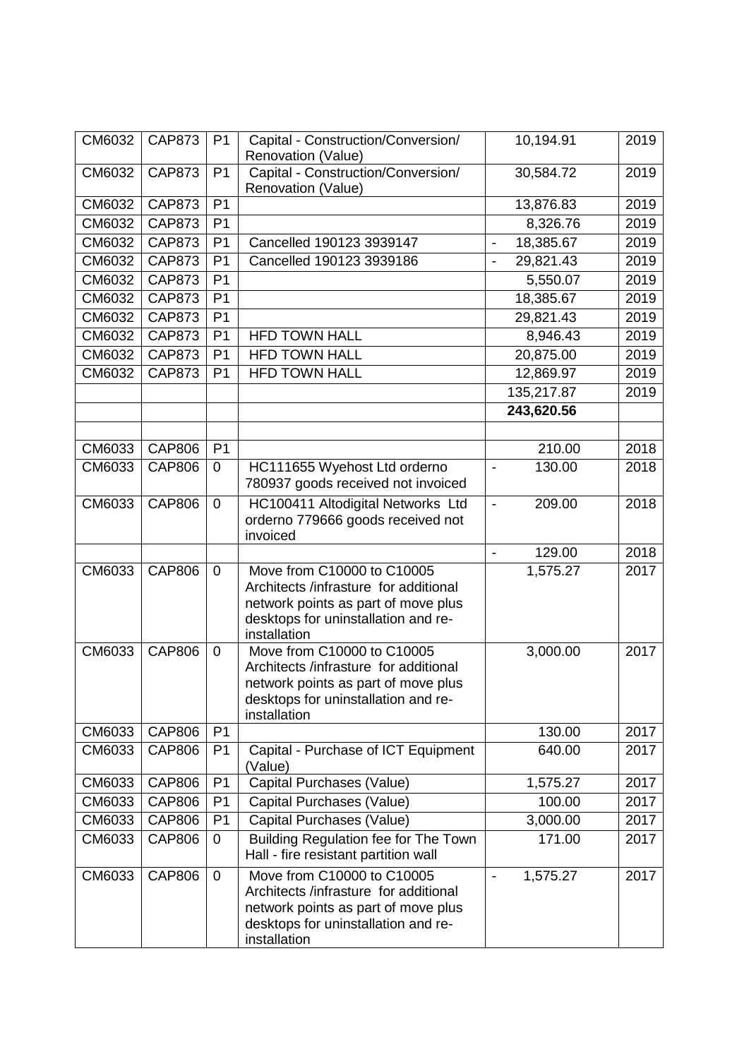| CM6032 | CAP873 | P1 | Capital - Construction/Conversion/ Renovation (Value) | 10,194.91 | 2019 |
|---|---|---|---|---|---|
| CM6032 | CAP873 | P1 | Capital - Construction/Conversion/ Renovation (Value) | 30,584.72 | 2019 |
| CM6032 | CAP873 | P1 | | 13,876.83 | 2019 |
| CM6032 | CAP873 | P1 | | 8,326.76 | 2019 |
| CM6032 | CAP873 | P1 | Cancelled 190123 3939147 | - 18,385.67 | 2019 |
| CM6032 | CAP873 | P1 | Cancelled 190123 3939186 | - 29,821.43 | 2019 |
| CM6032 | CAP873 | P1 | | 5,550.07 | 2019 |
| CM6032 | CAP873 | P1 | | 18,385.67 | 2019 |
| CM6032 | CAP873 | P1 | | 29,821.43 | 2019 |
| CM6032 | CAP873 | P1 | HFD TOWN HALL | 8,946.43 | 2019 |
| CM6032 | CAP873 | P1 | HFD TOWN HALL | 20,875.00 | 2019 |
| CM6032 | CAP873 | P1 | HFD TOWN HALL | 12,869.97 | 2019 |
| | | | | 135,217.87 | 2019 |
| | | | | **243,620.56** | |
| | | | | | |
| CM6033 | CAP806 | P1 | | 210.00 | 2018 |
| CM6033 | CAP806 | 0 | HC111655 Wyehost Ltd orderno 780937 goods received not invoiced | - 130.00 | 2018 |
| CM6033 | CAP806 | 0 | HC100411 Altodigital Networks Ltd orderno 779666 goods received not invoiced | - 209.00 | 2018 |
| | | | | - 129.00 | 2018 |
| CM6033 | CAP806 | 0 | Move from C10000 to C10005 Architects /infrasture for additional network points as part of move plus desktops for uninstallation and re-installation | 1,575.27 | 2017 |
| CM6033 | CAP806 | 0 | Move from C10000 to C10005 Architects /infrasture for additional network points as part of move plus desktops for uninstallation and re-installation | 3,000.00 | 2017 |
| CM6033 | CAP806 | P1 | | 130.00 | 2017 |
| CM6033 | CAP806 | P1 | Capital - Purchase of ICT Equipment (Value) | 640.00 | 2017 |
| CM6033 | CAP806 | P1 | Capital Purchases (Value) | 1,575.27 | 2017 |
| CM6033 | CAP806 | P1 | Capital Purchases (Value) | 100.00 | 2017 |
| CM6033 | CAP806 | P1 | Capital Purchases (Value) | 3,000.00 | 2017 |
| CM6033 | CAP806 | 0 | Building Regulation fee for The Town Hall - fire resistant partition wall | 171.00 | 2017 |
| CM6033 | CAP806 | 0 | Move from C10000 to C10005 Architects /infrasture for additional network points as part of move plus desktops for uninstallation and re-installation | - 1,575.27 | 2017 |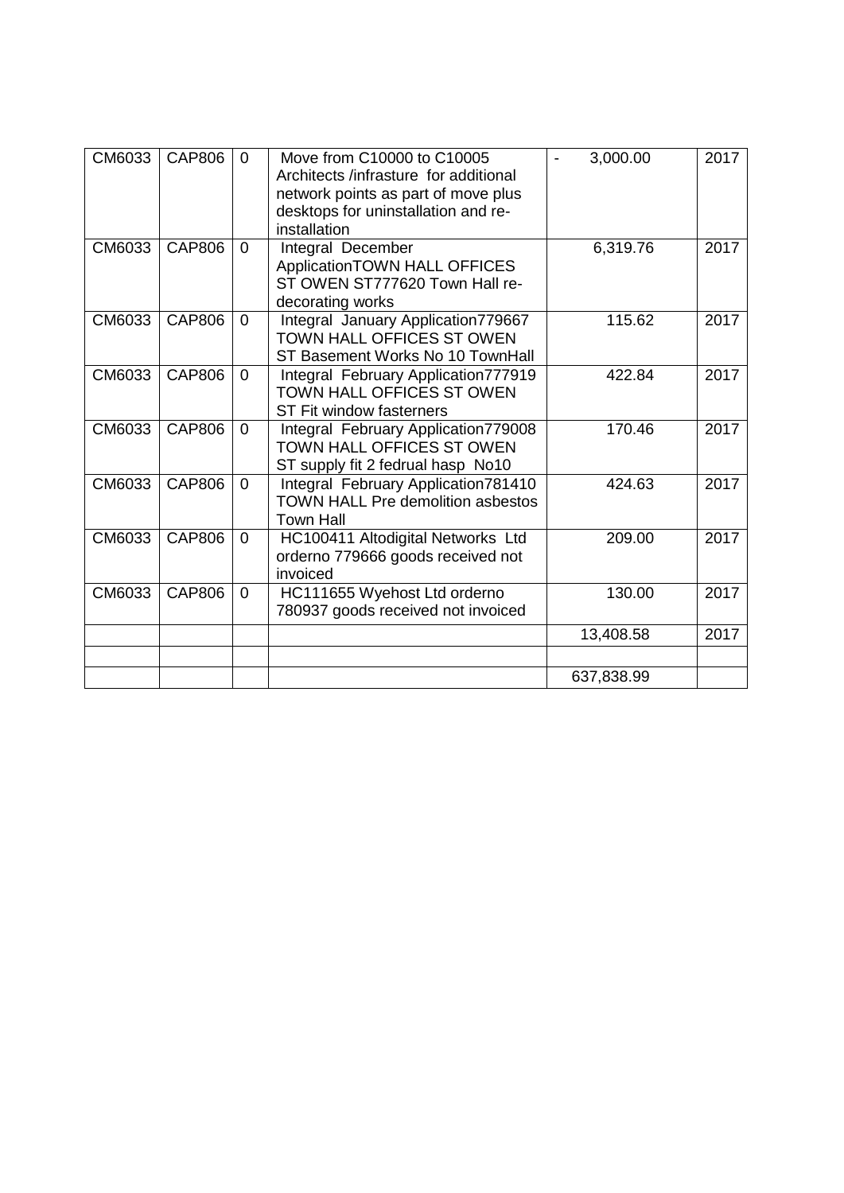| | | | | | |
|---|---|---|---|---|---|
| CM6033 | CAP806 | 0 | Move from C10000 to C10005 Architects /infrasture for additional network points as part of move plus desktops for uninstallation and re-installation | - 3,000.00 | 2017 |
| CM6033 | CAP806 | 0 | Integral December ApplicationTOWN HALL OFFICES ST OWEN ST777620 Town Hall re-decorating works | 6,319.76 | 2017 |
| CM6033 | CAP806 | 0 | Integral January Application779667 TOWN HALL OFFICES ST OWEN ST Basement Works No 10 TownHall | 115.62 | 2017 |
| CM6033 | CAP806 | 0 | Integral February Application777919 TOWN HALL OFFICES ST OWEN ST Fit window fasterners | 422.84 | 2017 |
| CM6033 | CAP806 | 0 | Integral February Application779008 TOWN HALL OFFICES ST OWEN ST supply fit 2 fedrual hasp No10 | 170.46 | 2017 |
| CM6033 | CAP806 | 0 | Integral February Application781410 TOWN HALL Pre demolition asbestos Town Hall | 424.63 | 2017 |
| CM6033 | CAP806 | 0 | HC100411 Altodigital Networks Ltd orderno 779666 goods received not invoiced | 209.00 | 2017 |
| CM6033 | CAP806 | 0 | HC111655 Wyehost Ltd orderno 780937 goods received not invoiced | 130.00 | 2017 |
| | | | | 13,408.58 | 2017 |
| | | | | | |
| | | | | 637,838.99 | |